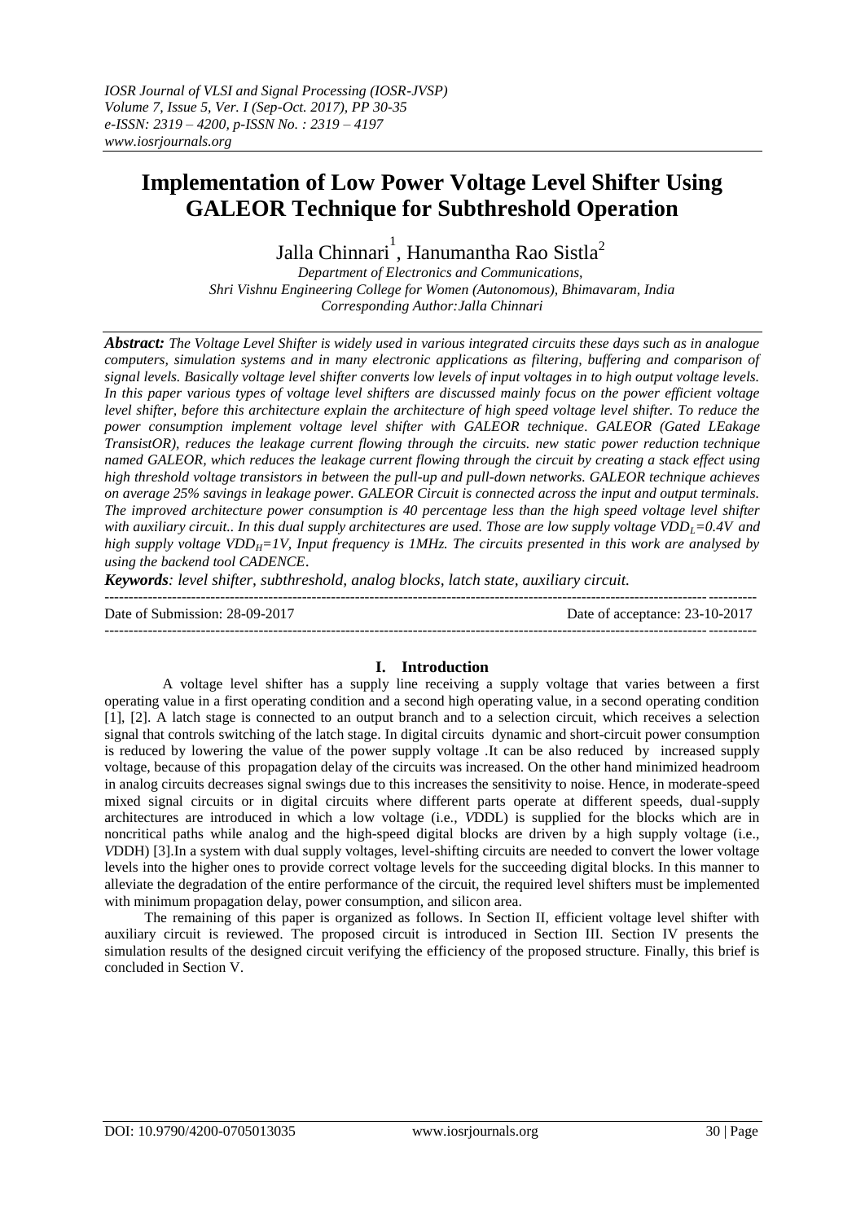# Implementation of Low Power Voltage Level Shifter Using GALEOR Technique for Subthreshold Operation

Jalla Chinnari[1], Hanumantha Rao Sistla[2]

*Department of Electronics and Communications, Shri Vishnu Engineering College for Women (Autonomous), Bhimavaram, India*
*Corresponding Author:Jalla Chinnari*

***Abstract:*** *The Voltage Level Shifter is widely used in various integrated circuits these days such as in analogue computers, simulation systems and in many electronic applications as filtering, buffering and comparison of signal levels. Basically voltage level shifter converts low levels of input voltages in to high output voltage levels. In this paper various types of voltage level shifters are discussed mainly focus on the power efficient voltage level shifter, before this architecture explain the architecture of high speed voltage level shifter. To reduce the power consumption implement voltage level shifter with GALEOR technique. GALEOR (Gated LEakage TransistOR), reduces the leakage current flowing through the circuits. new static power reduction technique named GALEOR, which reduces the leakage current flowing through the circuit by creating a stack effect using high threshold voltage transistors in between the pull-up and pull-down networks. GALEOR technique achieves on average 25% savings in leakage power. GALEOR Circuit is connected across the input and output terminals. The improved architecture power consumption is 40 percentage less than the high speed voltage level shifter with auxiliary circuit.. In this dual supply architectures are used. Those are low supply voltage $VDD_L$=0.4V and high supply voltage $VDD_H$=1V, Input frequency is 1MHz. The circuits presented in this work are analysed by using the backend tool CADENCE.*

***Keywords****: level shifter, subthreshold, analog blocks, latch state, auxiliary circuit.*

---

Date of Submission: 28-09-2017 Date of acceptance: 23-10-2017

---

## I. Introduction

A voltage level shifter has a supply line receiving a supply voltage that varies between a first operating value in a first operating condition and a second high operating value, in a second operating condition [1], [2]. A latch stage is connected to an output branch and to a selection circuit, which receives a selection signal that controls switching of the latch stage. In digital circuits dynamic and short-circuit power consumption is reduced by lowering the value of the power supply voltage .It can be also reduced by increased supply voltage, because of this propagation delay of the circuits was increased. On the other hand minimized headroom in analog circuits decreases signal swings due to this increases the sensitivity to noise. Hence, in moderate-speed mixed signal circuits or in digital circuits where different parts operate at different speeds, dual-supply architectures are introduced in which a low voltage (i.e., *V*DDL) is supplied for the blocks which are in noncritical paths while analog and the high-speed digital blocks are driven by a high supply voltage (i.e., *V*DDH) [3].In a system with dual supply voltages, level-shifting circuits are needed to convert the lower voltage levels into the higher ones to provide correct voltage levels for the succeeding digital blocks. In this manner to alleviate the degradation of the entire performance of the circuit, the required level shifters must be implemented with minimum propagation delay, power consumption, and silicon area.

The remaining of this paper is organized as follows. In Section II, efficient voltage level shifter with auxiliary circuit is reviewed. The proposed circuit is introduced in Section III. Section IV presents the simulation results of the designed circuit verifying the efficiency of the proposed structure. Finally, this brief is concluded in Section V.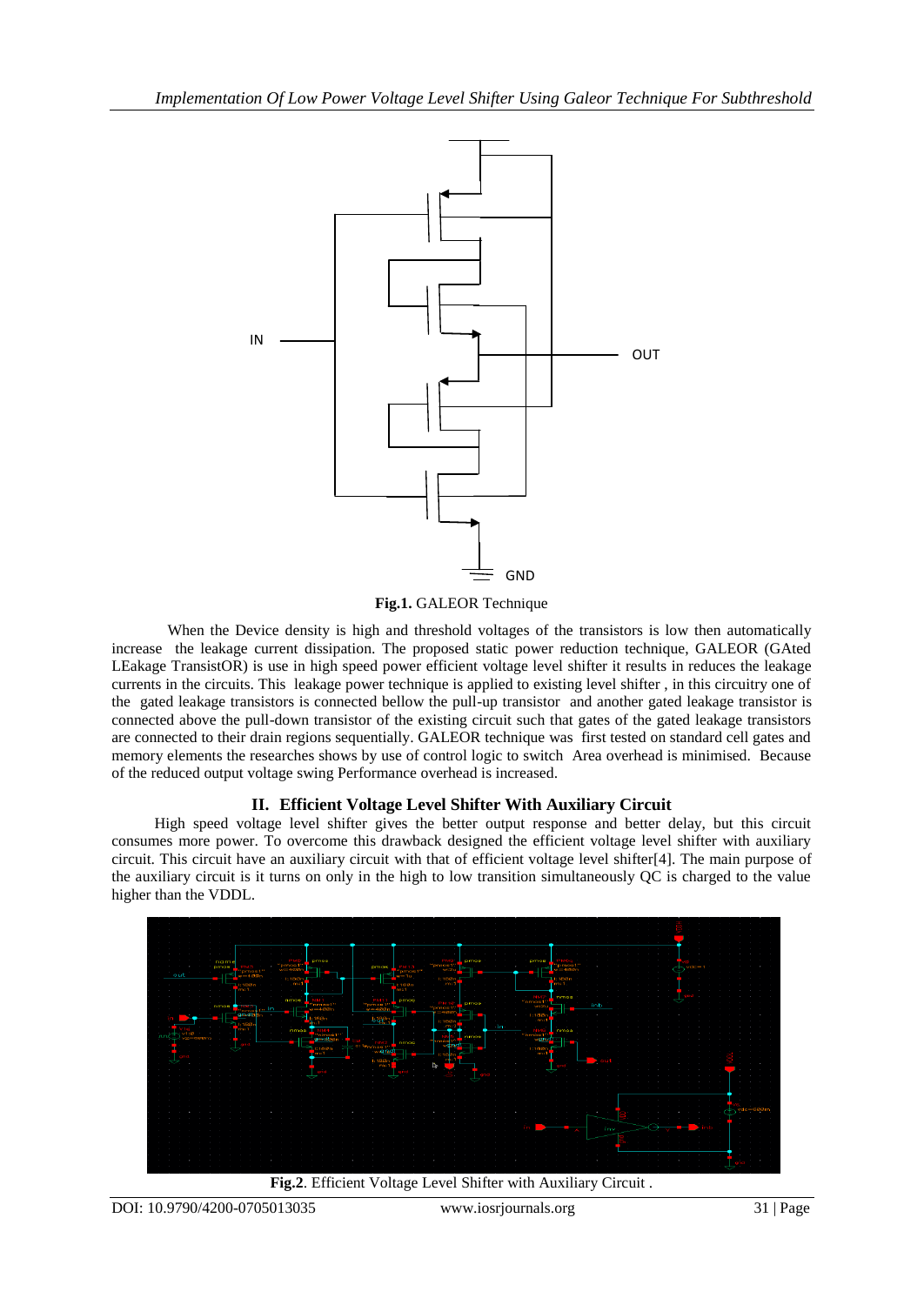**Fig.1.** GALEOR Technique

When the Device density is high and threshold voltages of the transistors is low then automatically increase the leakage current dissipation. The proposed static power reduction technique, GALEOR (GAted LEakage TransistOR) is use in high speed power efficient voltage level shifter it results in reduces the leakage currents in the circuits. This leakage power technique is applied to existing level shifter , in this circuitry one of the gated leakage transistors is connected bellow the pull-up transistor and another gated leakage transistor is connected above the pull-down transistor of the existing circuit such that gates of the gated leakage transistors are connected to their drain regions sequentially. GALEOR technique was first tested on standard cell gates and memory elements the researches shows by use of control logic to switch Area overhead is minimised. Because of the reduced output voltage swing Performance overhead is increased.

## II. Efficient Voltage Level Shifter With Auxiliary Circuit

High speed voltage level shifter gives the better output response and better delay, but this circuit consumes more power. To overcome this drawback designed the efficient voltage level shifter with auxiliary circuit. This circuit have an auxiliary circuit with that of efficient voltage level shifter[4]. The main purpose of the auxiliary circuit is it turns on only in the high to low transition simultaneously QC is charged to the value higher than the VDDL.

**Fig.2**. Efficient Voltage Level Shifter with Auxiliary Circuit .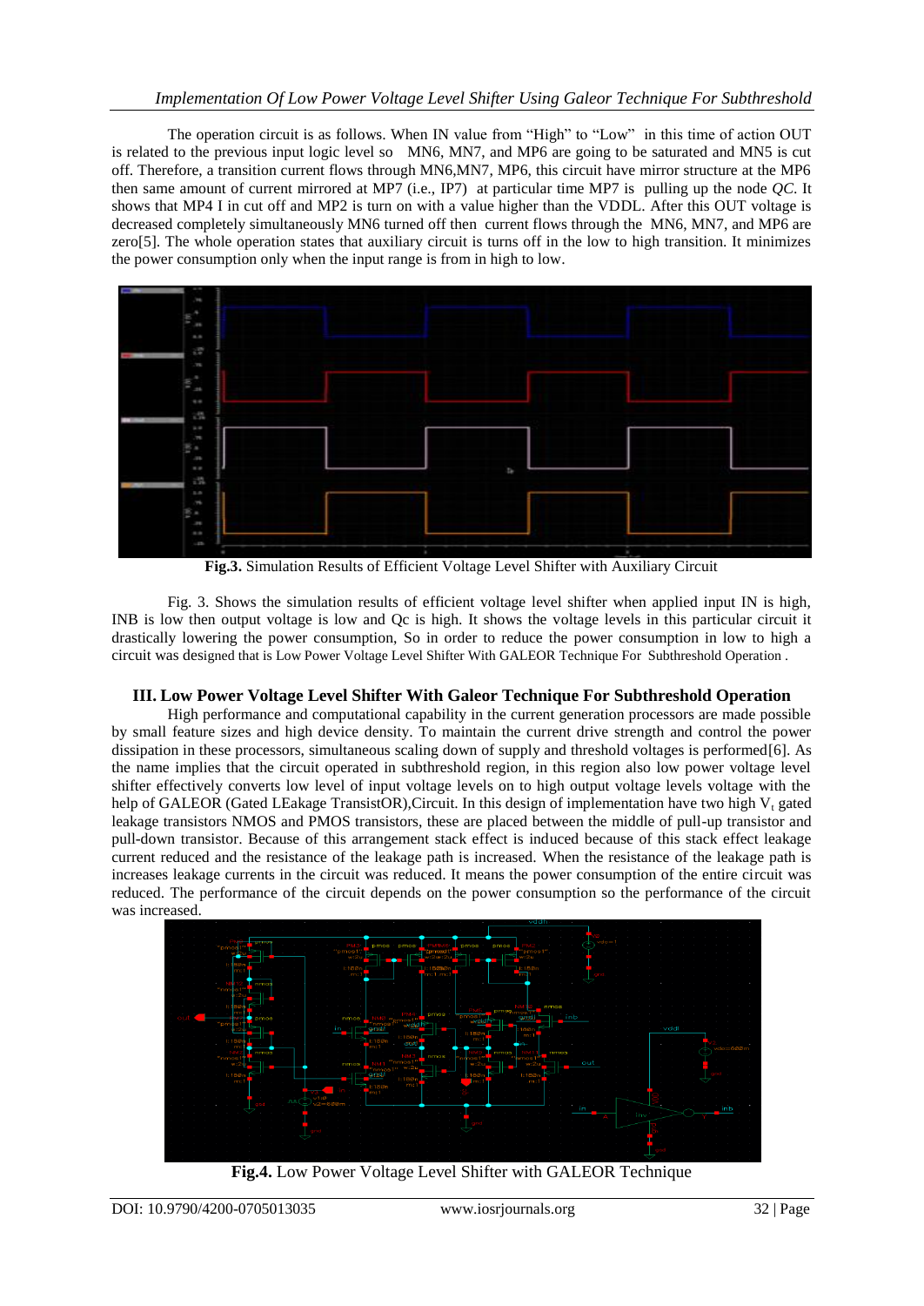The operation circuit is as follows. When IN value from "High" to "Low" in this time of action OUT is related to the previous input logic level so MN6, MN7, and MP6 are going to be saturated and MN5 is cut off. Therefore, a transition current flows through MN6,MN7, MP6, this circuit have mirror structure at the MP6 then same amount of current mirrored at MP7 (i.e., IP7) at particular time MP7 is pulling up the node *QC*. It shows that MP4 I in cut off and MP2 is turn on with a value higher than the VDDL. After this OUT voltage is decreased completely simultaneously MN6 turned off then current flows through the MN6, MN7, and MP6 are zero[5]. The whole operation states that auxiliary circuit is turns off in the low to high transition. It minimizes the power consumption only when the input range is from in high to low.

**Fig.3.** Simulation Results of Efficient Voltage Level Shifter with Auxiliary Circuit

Fig. 3. Shows the simulation results of efficient voltage level shifter when applied input IN is high, INB is low then output voltage is low and Qc is high. It shows the voltage levels in this particular circuit it drastically lowering the power consumption, So in order to reduce the power consumption in low to high a circuit was designed that is Low Power Voltage Level Shifter With GALEOR Technique For Subthreshold Operation .

## III. Low Power Voltage Level Shifter With Galeor Technique For Subthreshold Operation

High performance and computational capability in the current generation processors are made possible by small feature sizes and high device density. To maintain the current drive strength and control the power dissipation in these processors, simultaneous scaling down of supply and threshold voltages is performed[6]. As the name implies that the circuit operated in subthreshold region, in this region also low power voltage level shifter effectively converts low level of input voltage levels on to high output voltage levels voltage with the help of GALEOR (Gated LEakage TransistOR),Circuit. In this design of implementation have two high $V_t$ gated leakage transistors NMOS and PMOS transistors, these are placed between the middle of pull-up transistor and pull-down transistor. Because of this arrangement stack effect is induced because of this stack effect leakage current reduced and the resistance of the leakage path is increased. When the resistance of the leakage path is increases leakage currents in the circuit was reduced. It means the power consumption of the entire circuit was reduced. The performance of the circuit depends on the power consumption so the performance of the circuit was increased.

**Fig.4.** Low Power Voltage Level Shifter with GALEOR Technique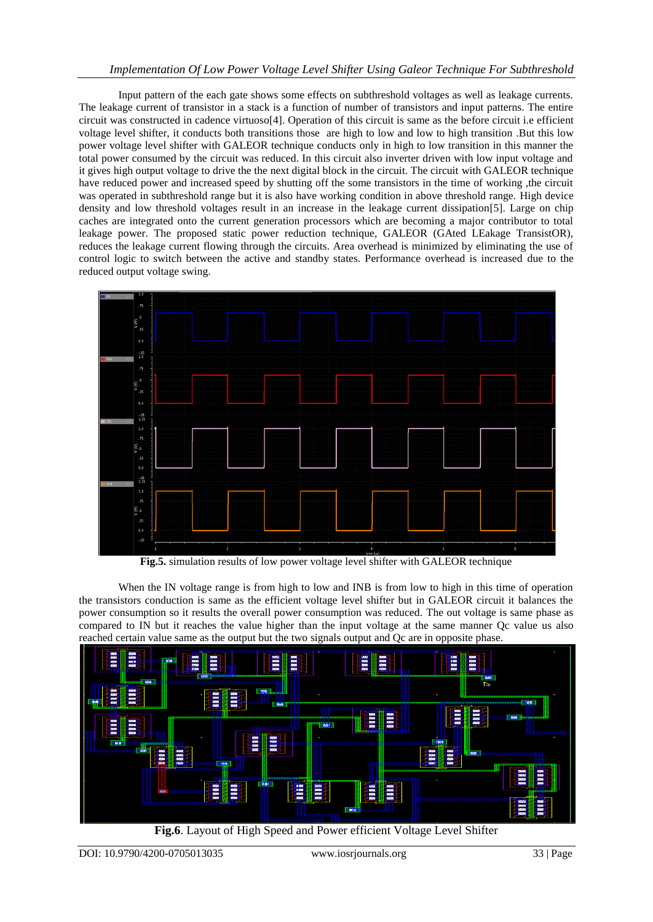Input pattern of the each gate shows some effects on subthreshold voltages as well as leakage currents. The leakage current of transistor in a stack is a function of number of transistors and input patterns. The entire circuit was constructed in cadence virtuoso[4]. Operation of this circuit is same as the before circuit i.e efficient voltage level shifter, it conducts both transitions those are high to low and low to high transition .But this low power voltage level shifter with GALEOR technique conducts only in high to low transition in this manner the total power consumed by the circuit was reduced. In this circuit also inverter driven with low input voltage and it gives high output voltage to drive the the next digital block in the circuit. The circuit with GALEOR technique have reduced power and increased speed by shutting off the some transistors in the time of working ,the circuit was operated in subthreshold range but it is also have working condition in above threshold range. High device density and low threshold voltages result in an increase in the leakage current dissipation[5]. Large on chip caches are integrated onto the current generation processors which are becoming a major contributor to total leakage power. The proposed static power reduction technique, GALEOR (GAted LEakage TransistOR), reduces the leakage current flowing through the circuits. Area overhead is minimized by eliminating the use of control logic to switch between the active and standby states. Performance overhead is increased due to the reduced output voltage swing.

**Fig.5.** simulation results of low power voltage level shifter with GALEOR technique

When the IN voltage range is from high to low and INB is from low to high in this time of operation the transistors conduction is same as the efficient voltage level shifter but in GALEOR circuit it balances the power consumption so it results the overall power consumption was reduced. The out voltage is same phase as compared to IN but it reaches the value higher than the input voltage at the same manner Qc value us also reached certain value same as the output but the two signals output and Qc are in opposite phase.

**Fig.6**. Layout of High Speed and Power efficient Voltage Level Shifter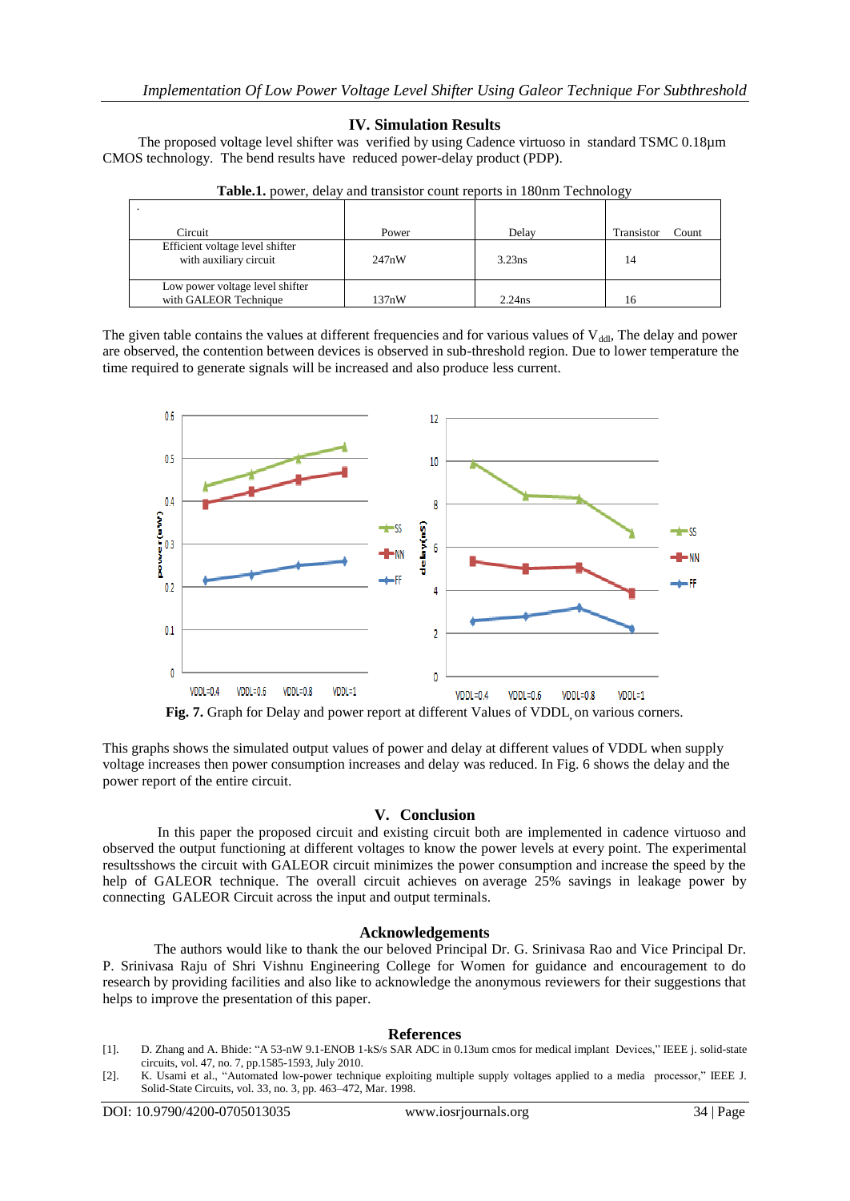## IV. Simulation Results

The proposed voltage level shifter was verified by using Cadence virtuoso in standard TSMC 0.18µm CMOS technology. The bend results have reduced power-delay product (PDP).

**Table.1.** power, delay and transistor count reports in 180nm Technology

| Circuit | Power | Delay | Transistor Count |
|---|---|---|---|
| Efficient voltage level shifter with auxiliary circuit | 247nW | 3.23ns | 14 |
| Low power voltage level shifter with GALEOR Technique | 137nW | 2.24ns | 16 |

The given table contains the values at different frequencies and for various values of $V_{ddl}$, The delay and power are observed, the contention between devices is observed in sub-threshold region. Due to lower temperature the time required to generate signals will be increased and also produce less current.

**Fig. 7.** Graph for Delay and power report at different Values of VDDL on various corners.

This graphs shows the simulated output values of power and delay at different values of VDDL when supply voltage increases then power consumption increases and delay was reduced. In Fig. 6 shows the delay and the power report of the entire circuit.

## V. Conclusion

In this paper the proposed circuit and existing circuit both are implemented in cadence virtuoso and observed the output functioning at different voltages to know the power levels at every point. The experimental resultsshows the circuit with GALEOR circuit minimizes the power consumption and increase the speed by the help of GALEOR technique. The overall circuit achieves on average 25% savings in leakage power by connecting GALEOR Circuit across the input and output terminals.

## Acknowledgements

The authors would like to thank the our beloved Principal Dr. G. Srinivasa Rao and Vice Principal Dr. P. Srinivasa Raju of Shri Vishnu Engineering College for Women for guidance and encouragement to do research by providing facilities and also like to acknowledge the anonymous reviewers for their suggestions that helps to improve the presentation of this paper.

## References

[1]. D. Zhang and A. Bhide: "A 53-nW 9.1-ENOB 1-kS/s SAR ADC in 0.13um cmos for medical implant Devices," IEEE j. solid-state circuits, vol. 47, no. 7, pp.1585-1593, July 2010.

[2]. K. Usami et al., "Automated low-power technique exploiting multiple supply voltages applied to a media processor," IEEE J. Solid-State Circuits, vol. 33, no. 3, pp. 463–472, Mar. 1998.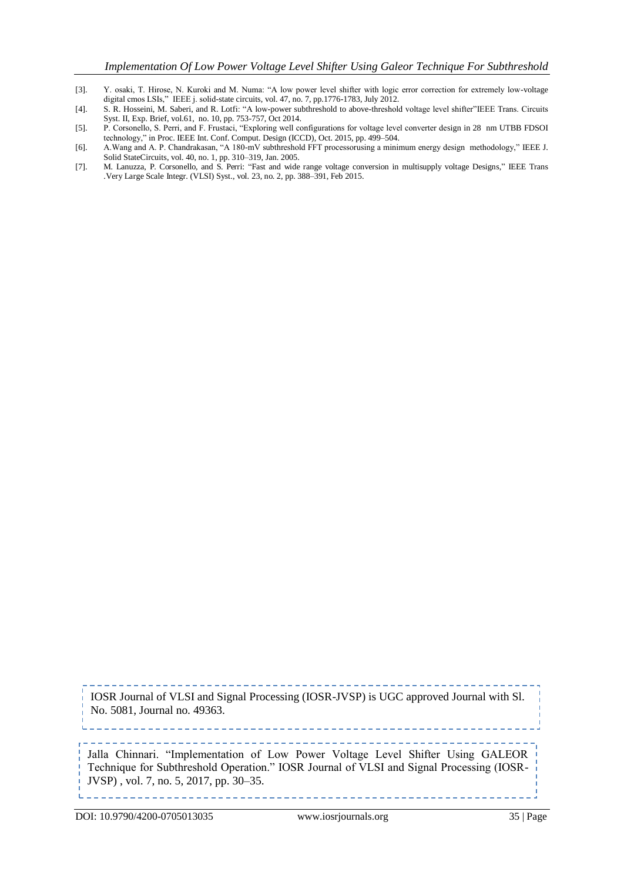[3]. Y. osaki, T. Hirose, N. Kuroki and M. Numa: "A low power level shifter with logic error correction for extremely low-voltage digital cmos LSIs," IEEE j. solid-state circuits, vol. 47, no. 7, pp.1776-1783, July 2012.

[4]. S. R. Hosseini, M. Saberi, and R. Lotfi: "A low-power subthreshold to above-threshold voltage level shifter"IEEE Trans. Circuits Syst. II, Exp. Brief, vol.61, no. 10, pp. 753-757, Oct 2014.

[5]. P. Corsonello, S. Perri, and F. Frustaci, "Exploring well configurations for voltage level converter design in 28 nm UTBB FDSOI technology," in Proc. IEEE Int. Conf. Comput. Design (ICCD), Oct. 2015, pp. 499–504.

[6]. A.Wang and A. P. Chandrakasan, "A 180-mV subthreshold FFT processorusing a minimum energy design methodology," IEEE J. Solid StateCircuits, vol. 40, no. 1, pp. 310–319, Jan. 2005.

[7]. M. Lanuzza, P. Corsonello, and S. Perri: "Fast and wide range voltage conversion in multisupply voltage Designs," IEEE Trans .Very Large Scale Integr. (VLSI) Syst., vol. 23, no. 2, pp. 388–391, Feb 2015.

IOSR Journal of VLSI and Signal Processing (IOSR-JVSP) is UGC approved Journal with Sl. No. 5081, Journal no. 49363.

Jalla Chinnari. "Implementation of Low Power Voltage Level Shifter Using GALEOR Technique for Subthreshold Operation." IOSR Journal of VLSI and Signal Processing (IOSR-JVSP) , vol. 7, no. 5, 2017, pp. 30–35.